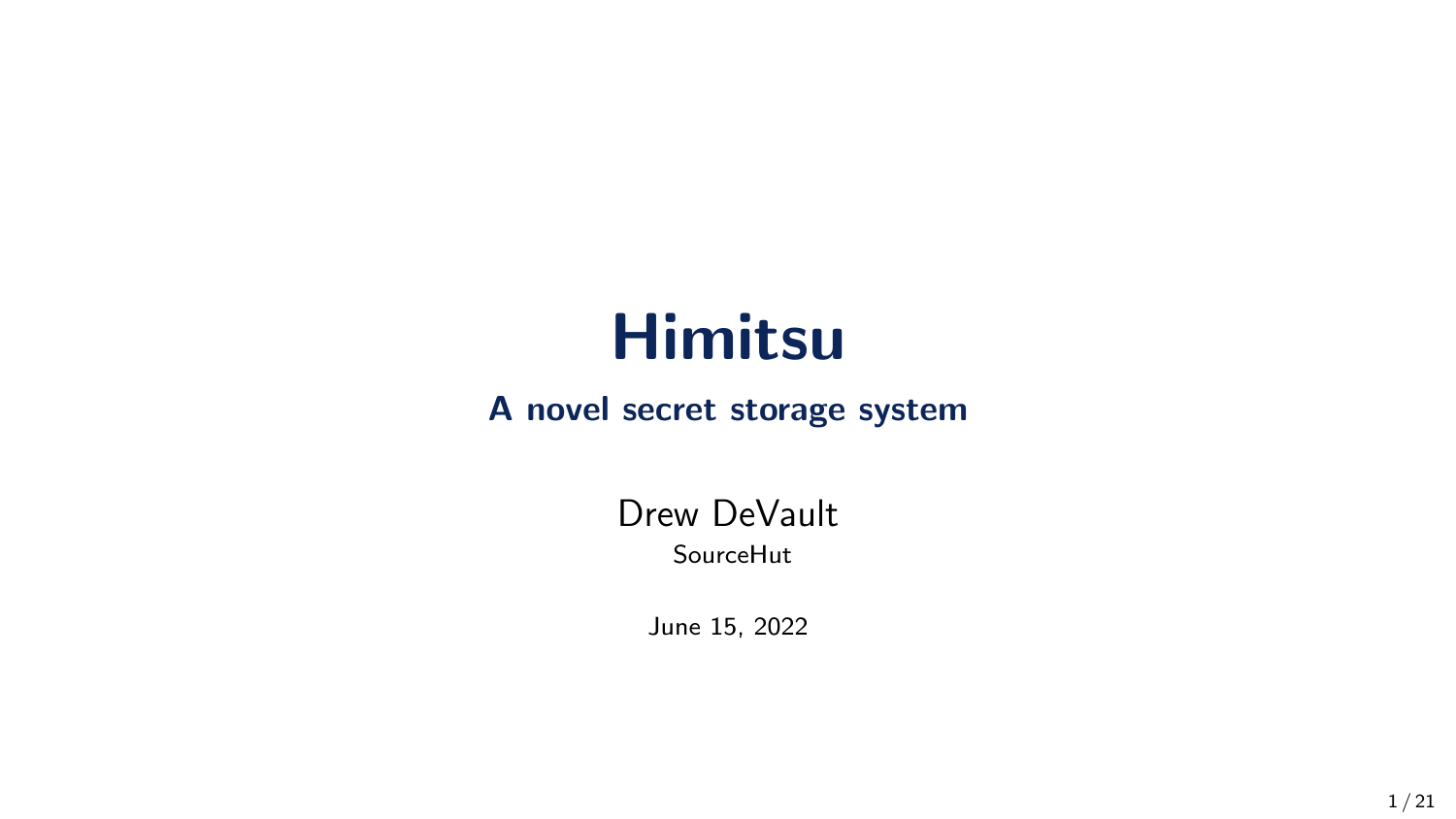# Himitsu

## A novel secret storage system

Drew DeVault

SourceHut

June 15, 2022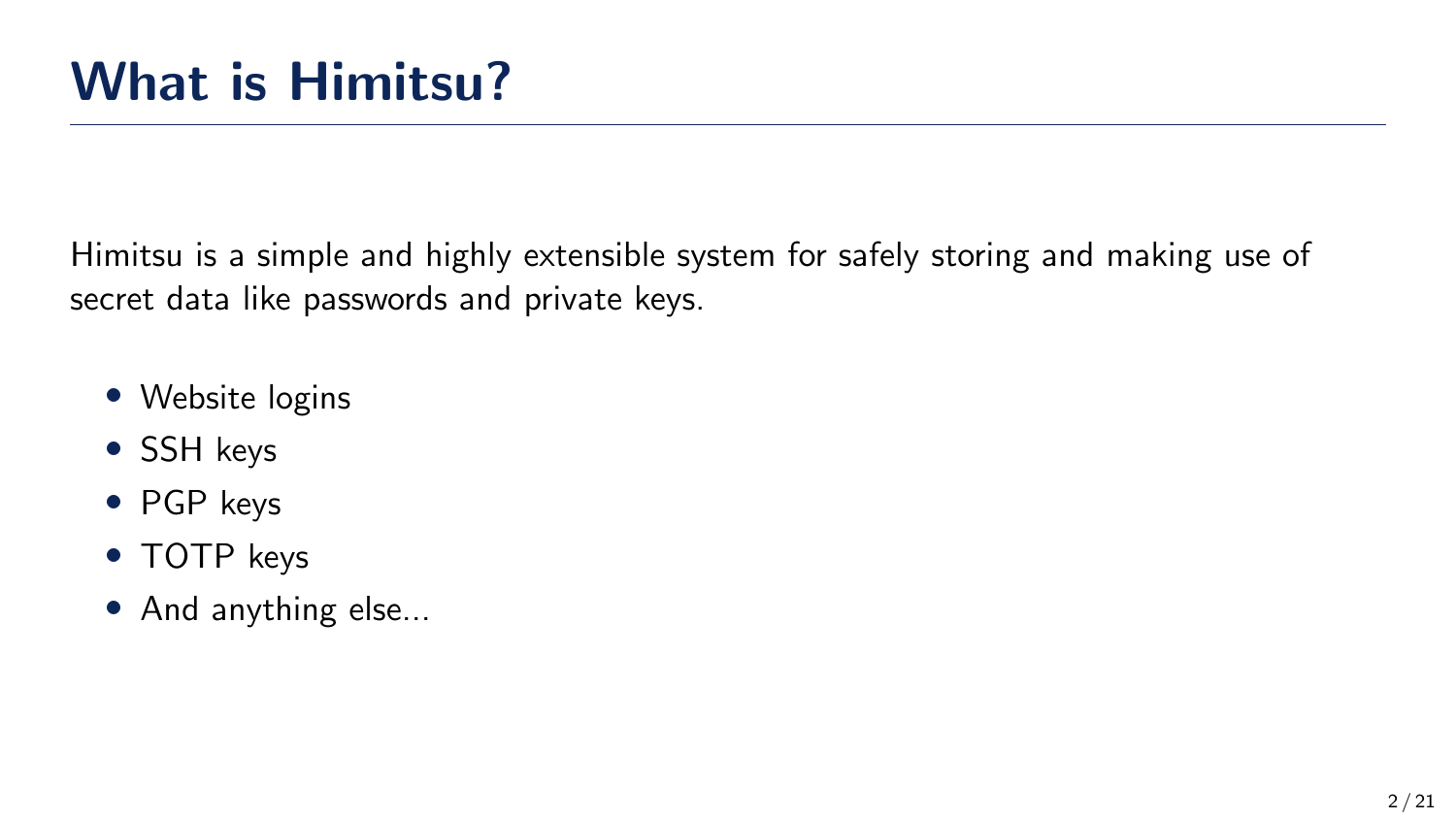# What is Himitsu?

Himitsu is a simple and highly extensible system for safely storing and making use of secret data like passwords and private keys.

- Website logins
- SSH keys
- PGP keys
- TOTP keys
- And anything else...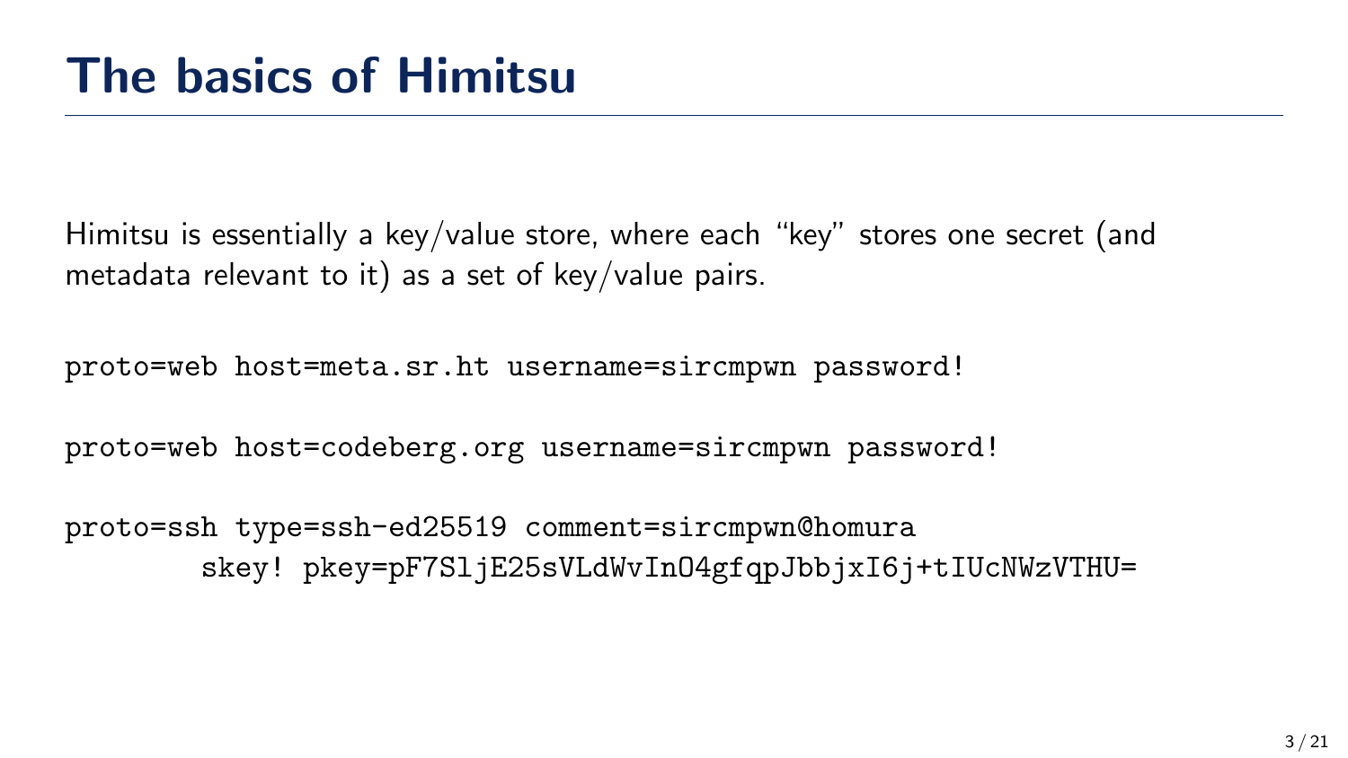# The basics of Himitsu

Himitsu is essentially a key/value store, where each "key" stores one secret (and metadata relevant to it) as a set of key/value pairs.

```
proto=web host=meta.sr.ht username=sircmpwn password!
```

```
proto=web host=codeberg.org username=sircmpwn password!
```

```
proto=ssh type=ssh-ed25519 comment=sircmpwn@homura
        skey! pkey=pF7SljE25sVLdWvInO4gfqpJbbjxI6j+tIUcNWzVTHU=
```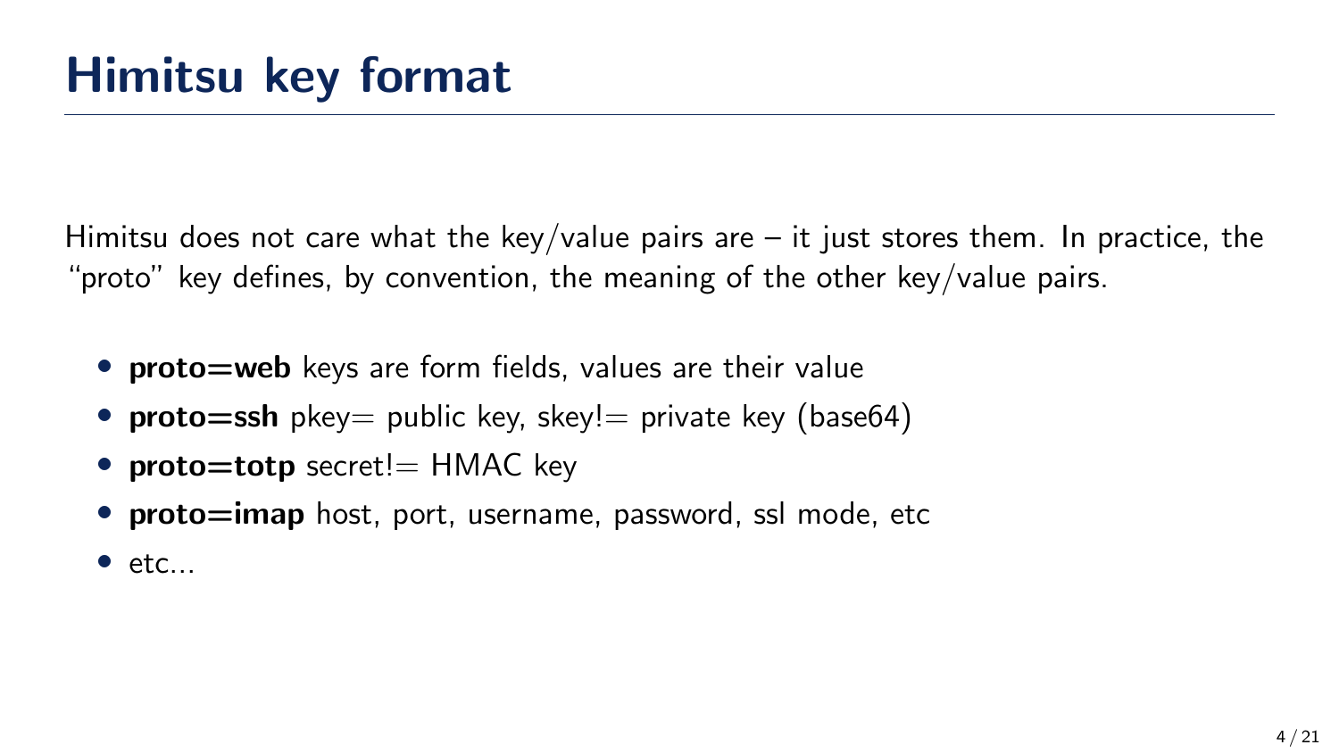# Himitsu key format

Himitsu does not care what the key/value pairs are – it just stores them. In practice, the "proto" key defines, by convention, the meaning of the other key/value pairs.

- **proto=web** keys are form fields, values are their value
- **proto=ssh** pkey= public key, skey!= private key (base64)
- **proto=totp** secret!= HMAC key
- **proto=imap** host, port, username, password, ssl mode, etc
- etc...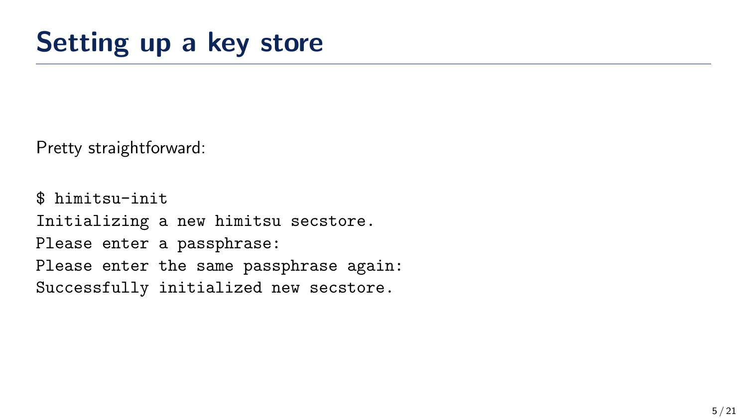# Setting up a key store

Pretty straightforward:

```
$ himitsu-init
Initializing a new himitsu secstore.
Please enter a passphrase:
Please enter the same passphrase again:
Successfully initialized new secstore.
```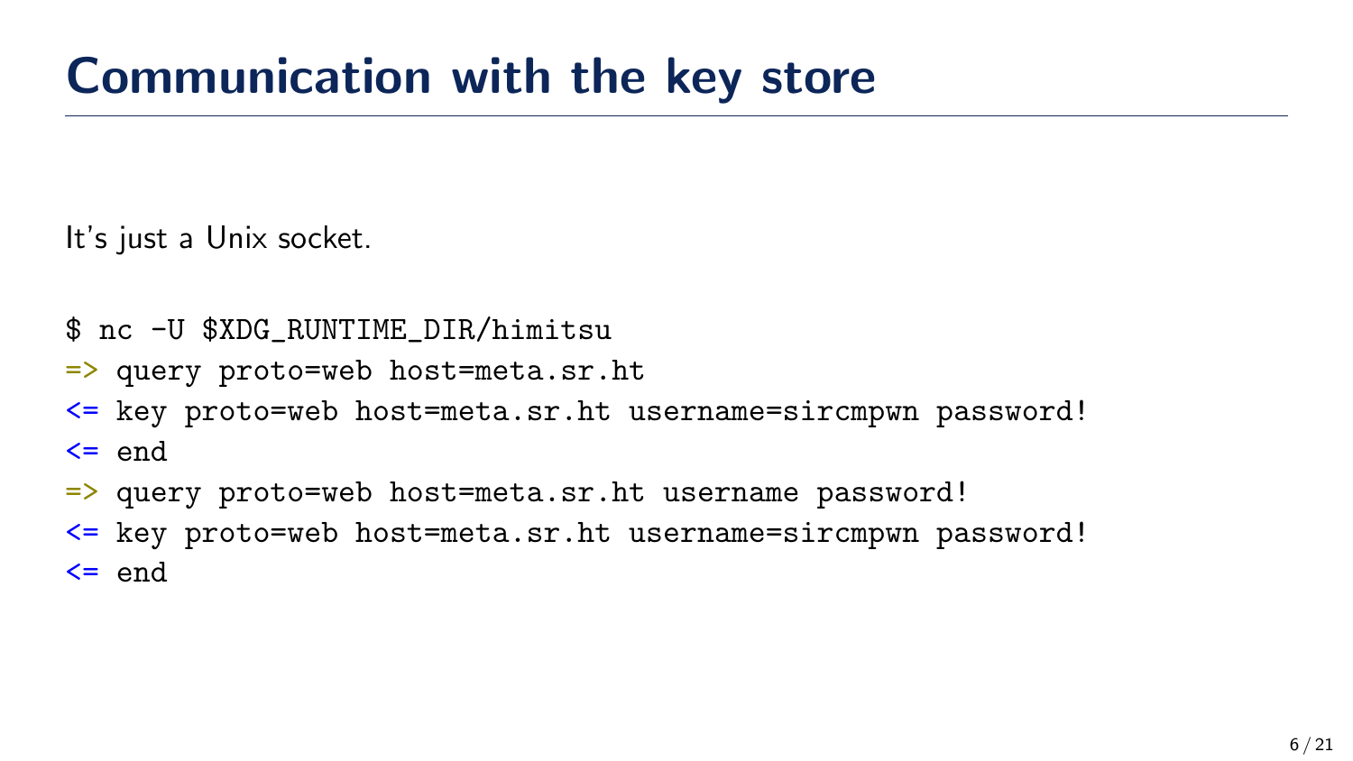# Communication with the key store

It's just a Unix socket.

```
$ nc -U $XDG_RUNTIME_DIR/himitsu
=> query proto=web host=meta.sr.ht
<= key proto=web host=meta.sr.ht username=sircmpwn password!
<= end
=> query proto=web host=meta.sr.ht username password!
<= key proto=web host=meta.sr.ht username=sircmpwn password!
<= end
```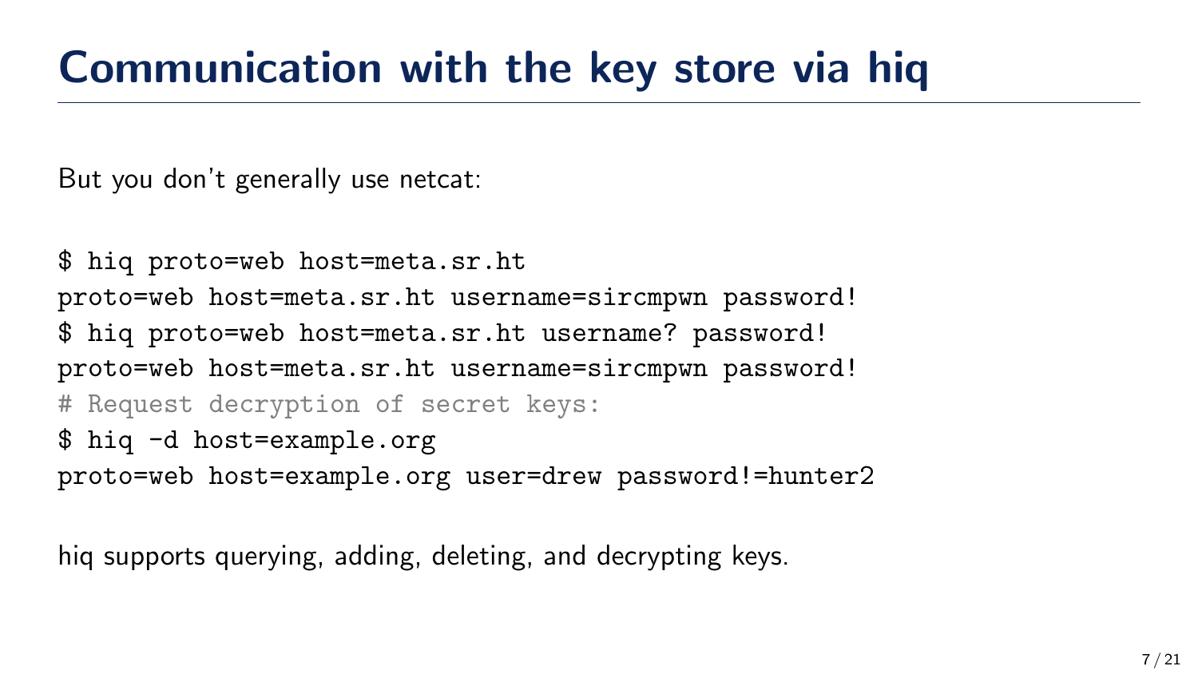# Communication with the key store via hiq

But you don't generally use netcat:

```
$ hiq proto=web host=meta.sr.ht
proto=web host=meta.sr.ht username=sircmpwn password!
$ hiq proto=web host=meta.sr.ht username? password!
proto=web host=meta.sr.ht username=sircmpwn password!
# Request decryption of secret keys:
$ hiq -d host=example.org
proto=web host=example.org user=drew password!=hunter2
```

hiq supports querying, adding, deleting, and decrypting keys.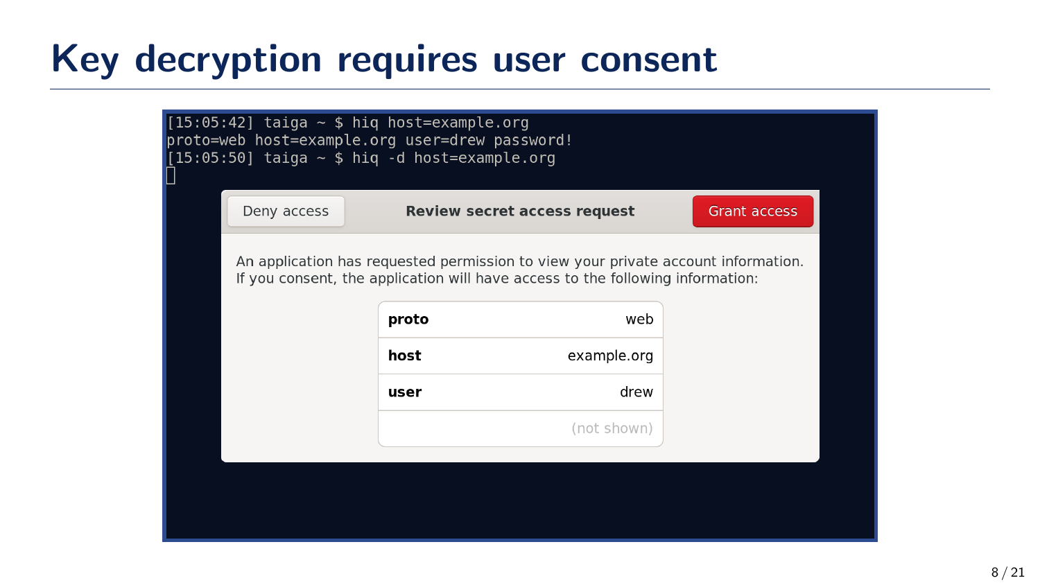# Key decryption requires user consent

```
[15:05:42] taiga ~ $ hiq host=example.org
proto=web host=example.org user=drew password!
[15:05:50] taiga ~ $ hiq -d host=example.org
```

**Deny access** | **Review secret access request** | **Grant access**

An application has requested permission to view your private account information. If you consent, the application will have access to the following information:

| | |
|---|---|
| **proto** | web |
| **host** | example.org |
| **user** | drew |
| | (not shown) |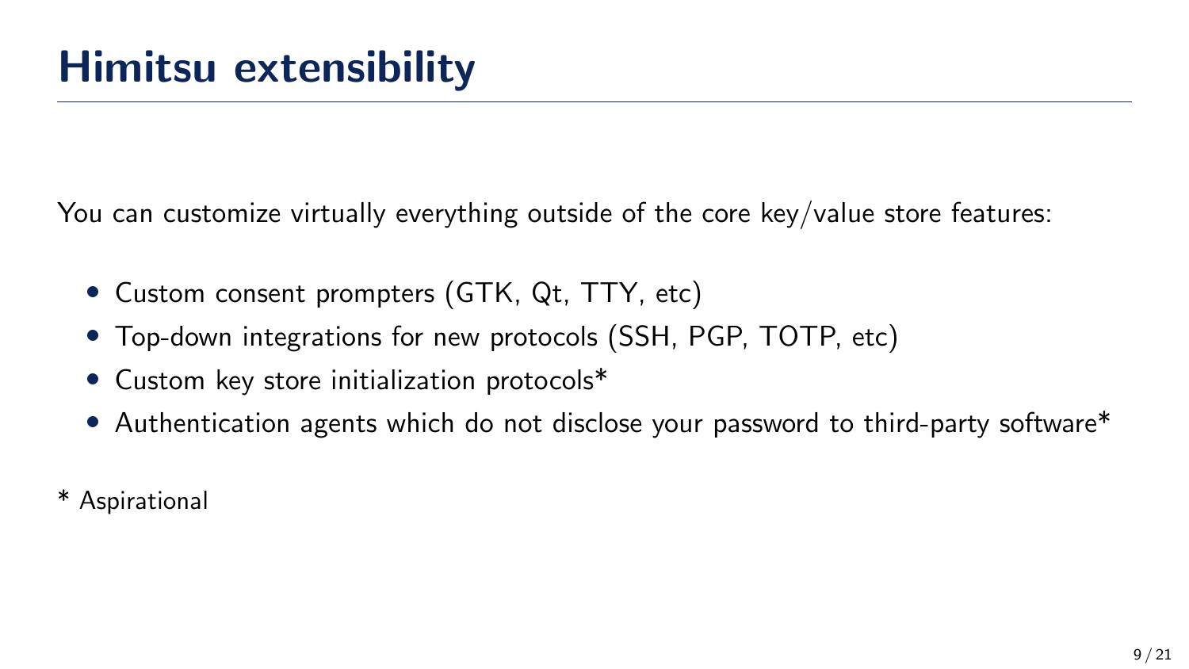# Himitsu extensibility

You can customize virtually everything outside of the core key/value store features:

- Custom consent prompters (GTK, Qt, TTY, etc)
- Top-down integrations for new protocols (SSH, PGP, TOTP, etc)
- Custom key store initialization protocols*
- Authentication agents which do not disclose your password to third-party software*

* Aspirational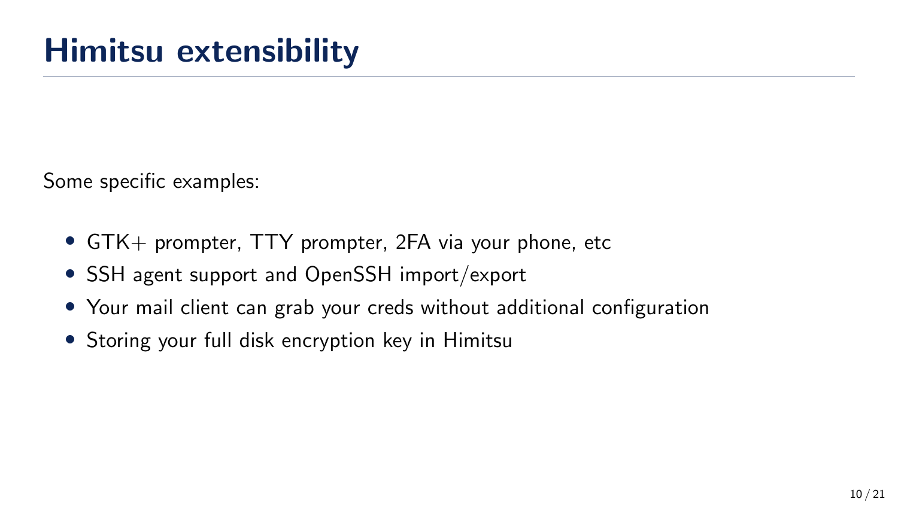# Himitsu extensibility

Some specific examples:

- GTK+ prompter, TTY prompter, 2FA via your phone, etc
- SSH agent support and OpenSSH import/export
- Your mail client can grab your creds without additional configuration
- Storing your full disk encryption key in Himitsu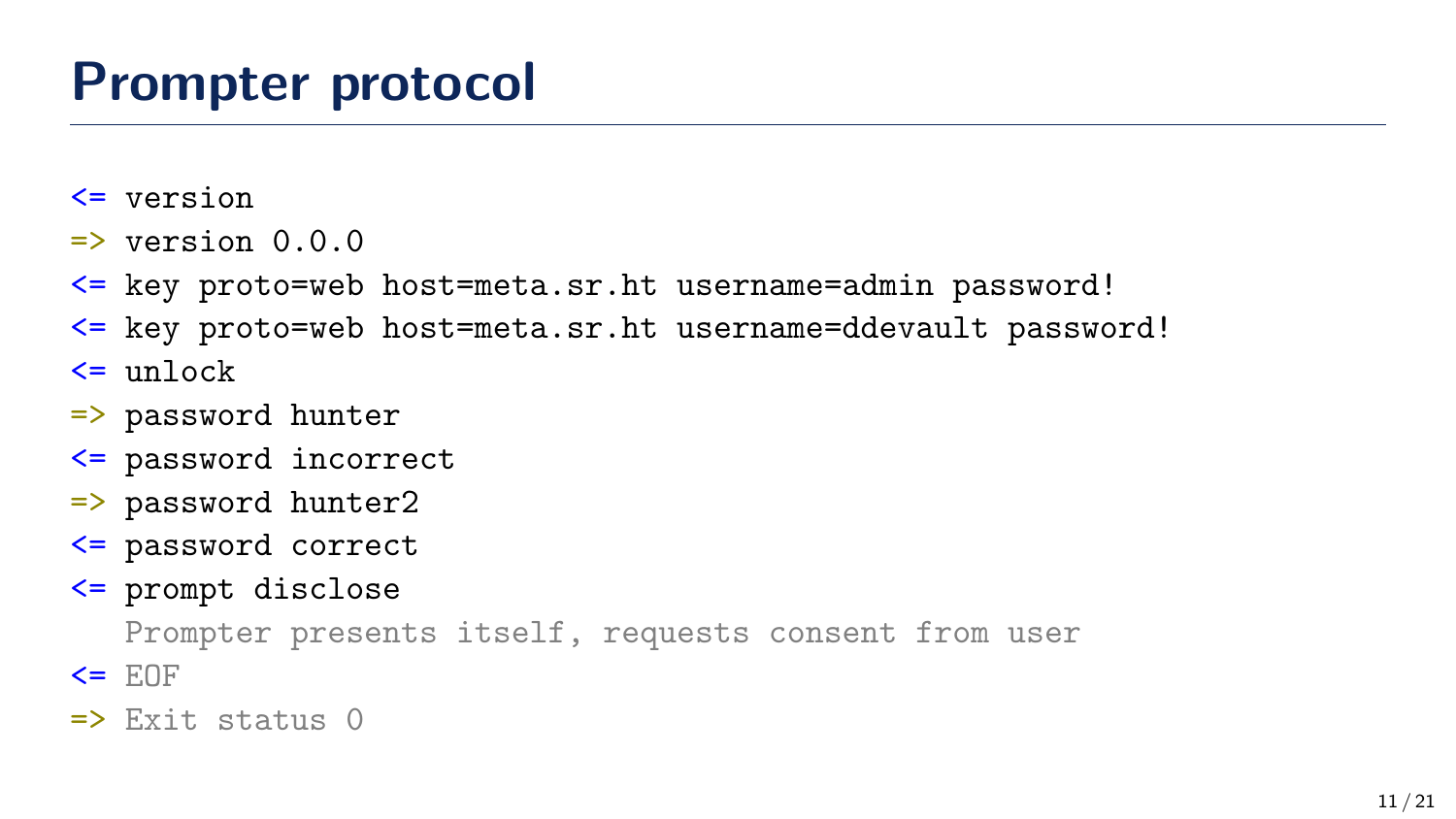# Prompter protocol

```
<= version
=> version 0.0.0
<= key proto=web host=meta.sr.ht username=admin password!
<= key proto=web host=meta.sr.ht username=ddevault password!
<= unlock
=> password hunter
<= password incorrect
=> password hunter2
<= password correct
<= prompt disclose
   Prompter presents itself, requests consent from user
<= EOF
=> Exit status 0
```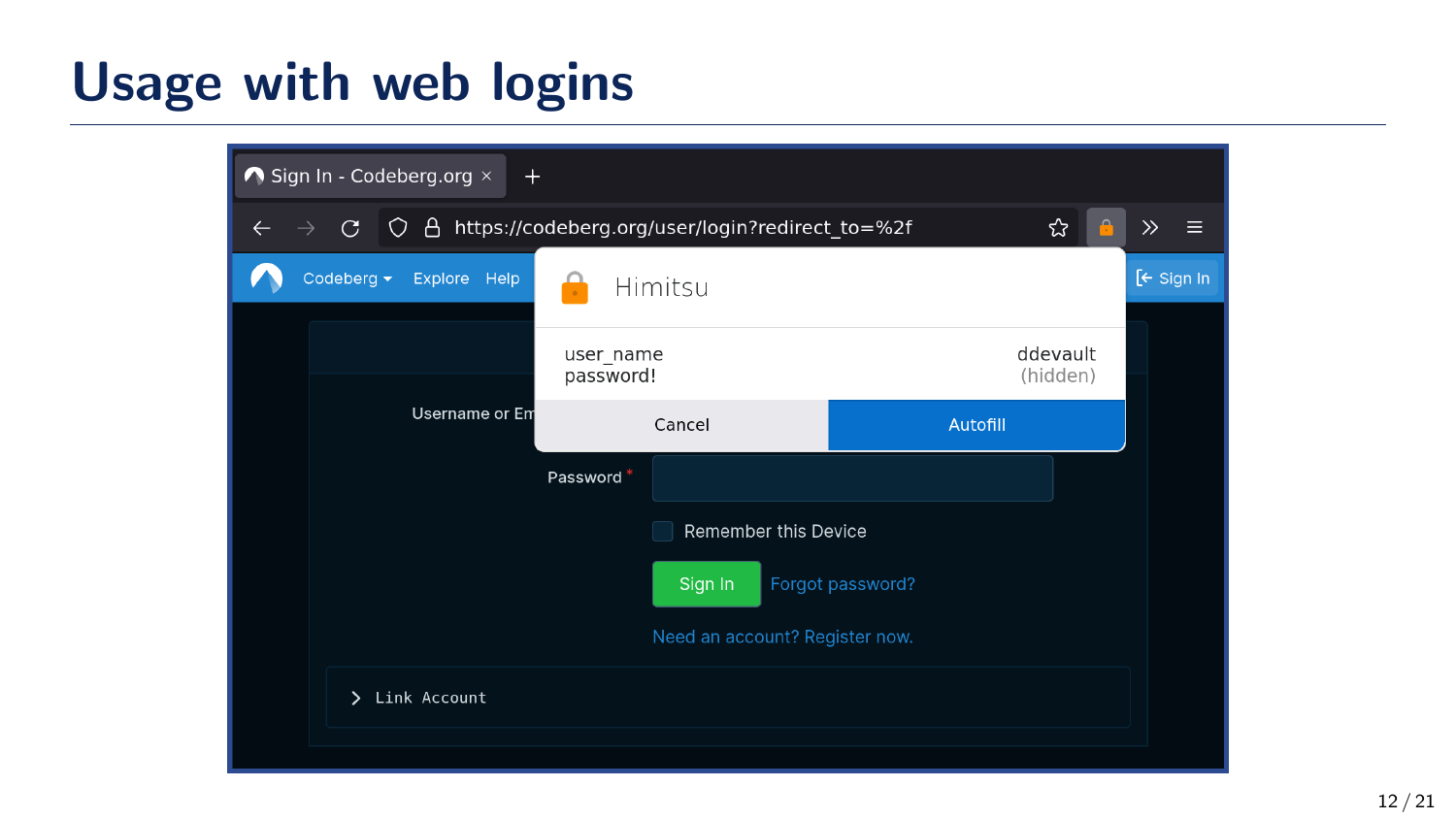# Usage with web logins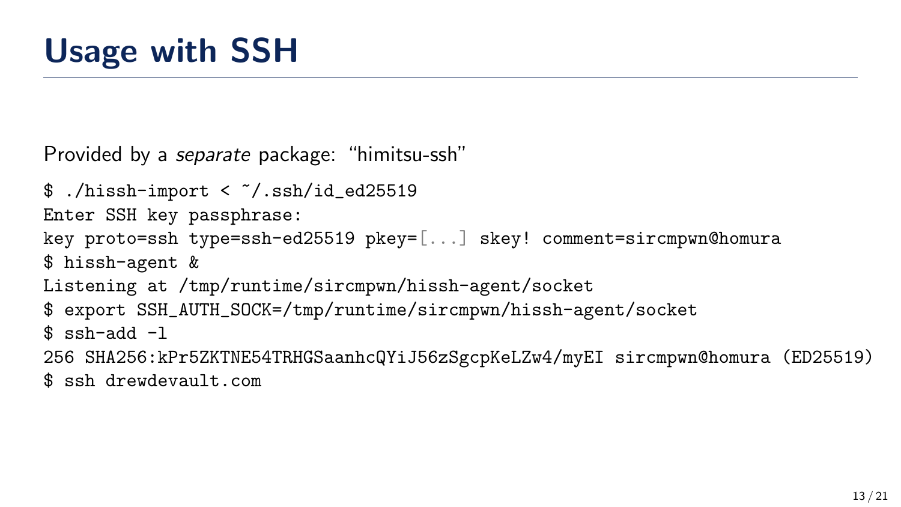# Usage with SSH

Provided by a *separate* package: “himitsu-ssh”

```
$ ./hissh-import < ~/.ssh/id_ed25519
Enter SSH key passphrase:
key proto=ssh type=ssh-ed25519 pkey=[...] skey! comment=sircmpwn@homura
$ hissh-agent &
Listening at /tmp/runtime/sircmpwn/hissh-agent/socket
$ export SSH_AUTH_SOCK=/tmp/runtime/sircmpwn/hissh-agent/socket
$ ssh-add -l
256 SHA256:kPr5ZKTNE54TRHGSaanhcQYiJ56zSgcpKeLZw4/myEI sircmpwn@homura (ED25519)
$ ssh drewdevault.com
```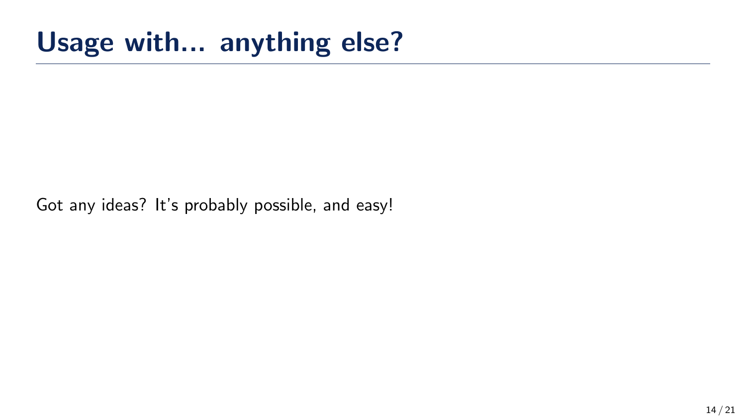# Usage with... anything else?

Got any ideas? It's probably possible, and easy!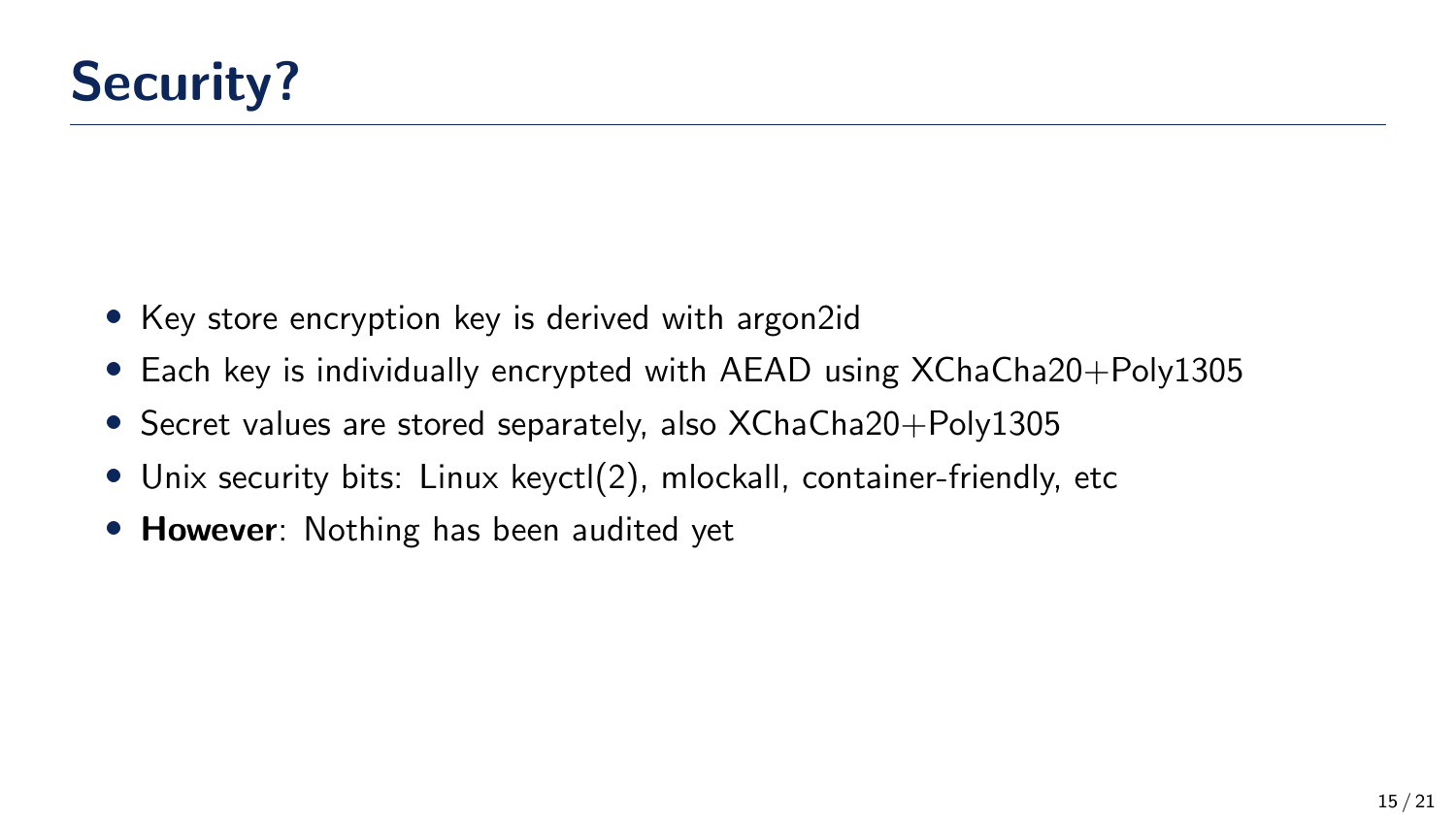# Security?

- Key store encryption key is derived with argon2id
- Each key is individually encrypted with AEAD using XChaCha20+Poly1305
- Secret values are stored separately, also XChaCha20+Poly1305
- Unix security bits: Linux keyctl(2), mlockall, container-friendly, etc
- **However**: Nothing has been audited yet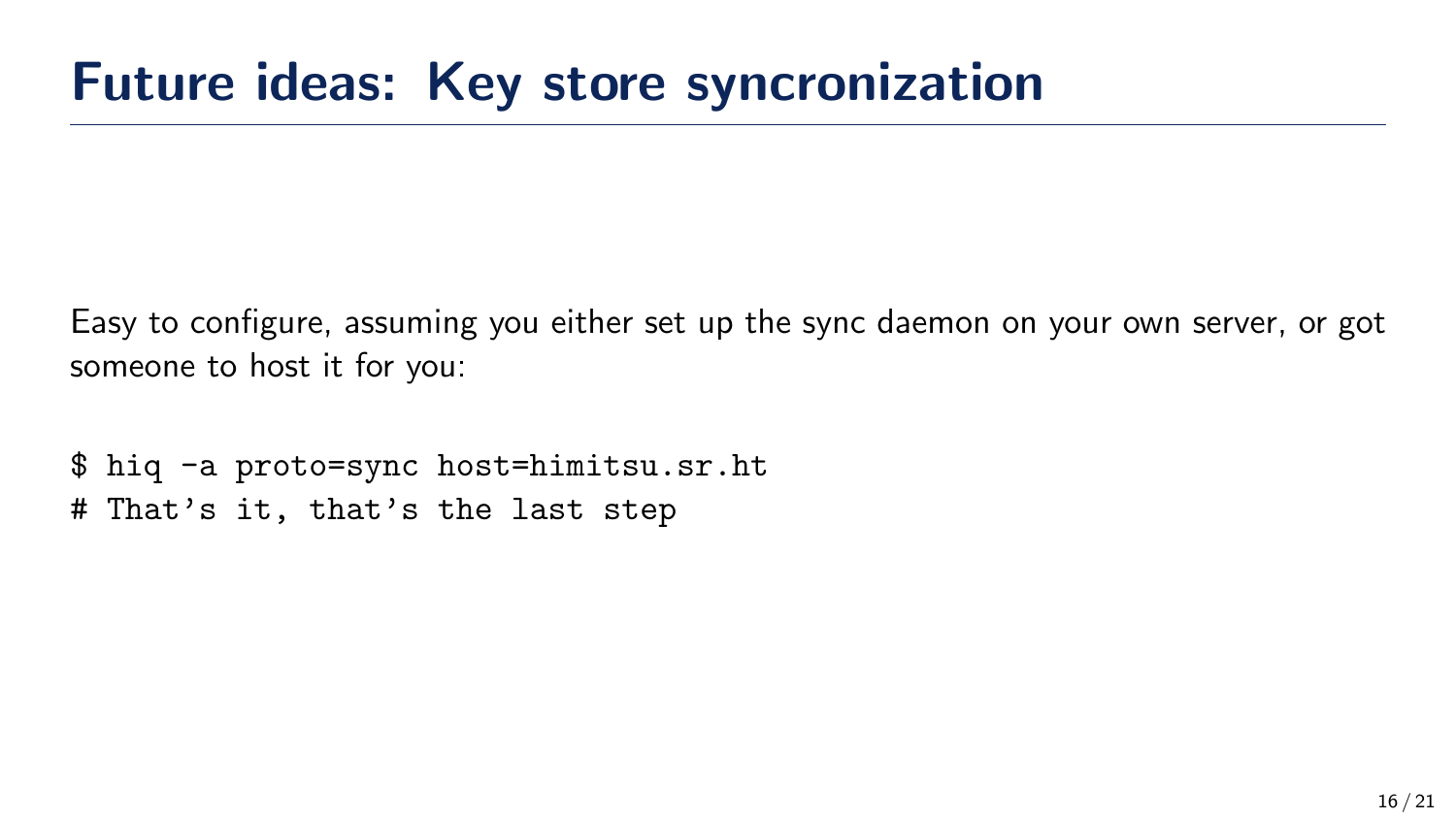# Future ideas: Key store syncronization

Easy to configure, assuming you either set up the sync daemon on your own server, or got someone to host it for you:

```
$ hiq -a proto=sync host=himitsu.sr.ht
# That's it, that's the last step
```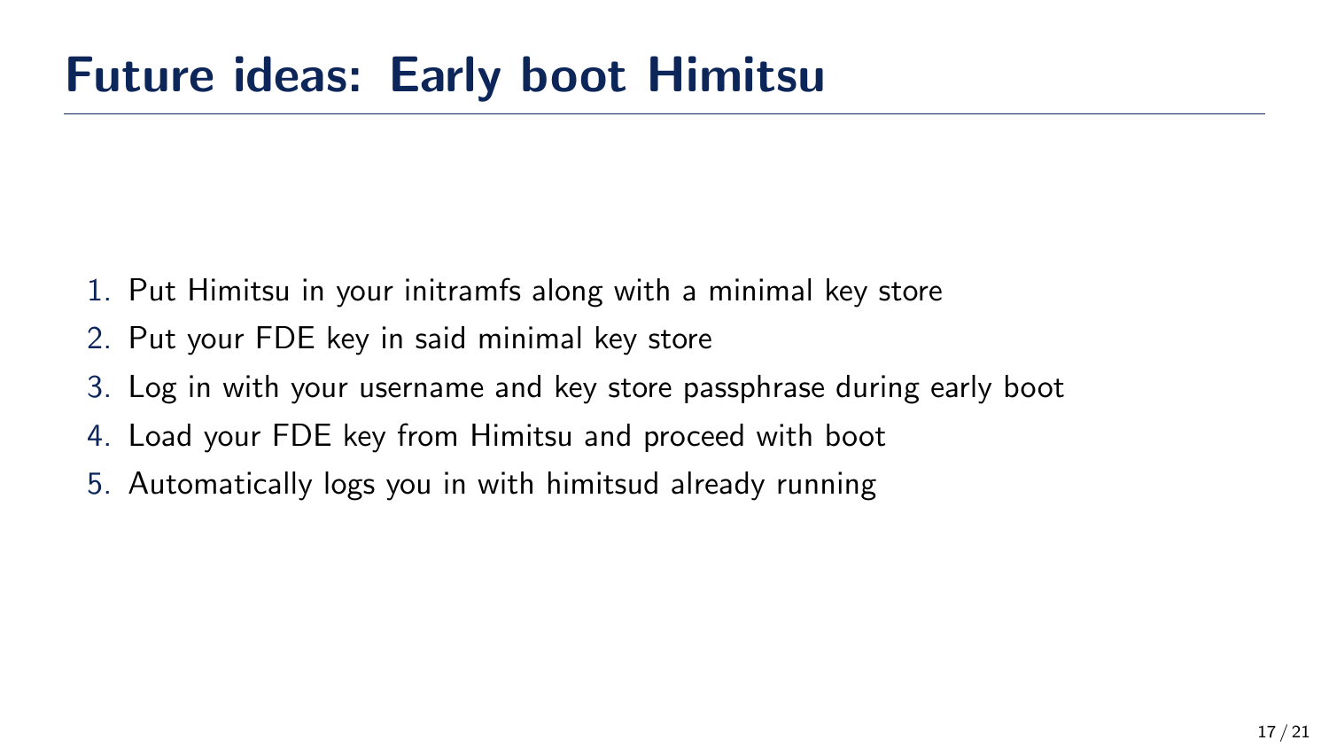# Future ideas: Early boot Himitsu

1. Put Himitsu in your initramfs along with a minimal key store
2. Put your FDE key in said minimal key store
3. Log in with your username and key store passphrase during early boot
4. Load your FDE key from Himitsu and proceed with boot
5. Automatically logs you in with himitsud already running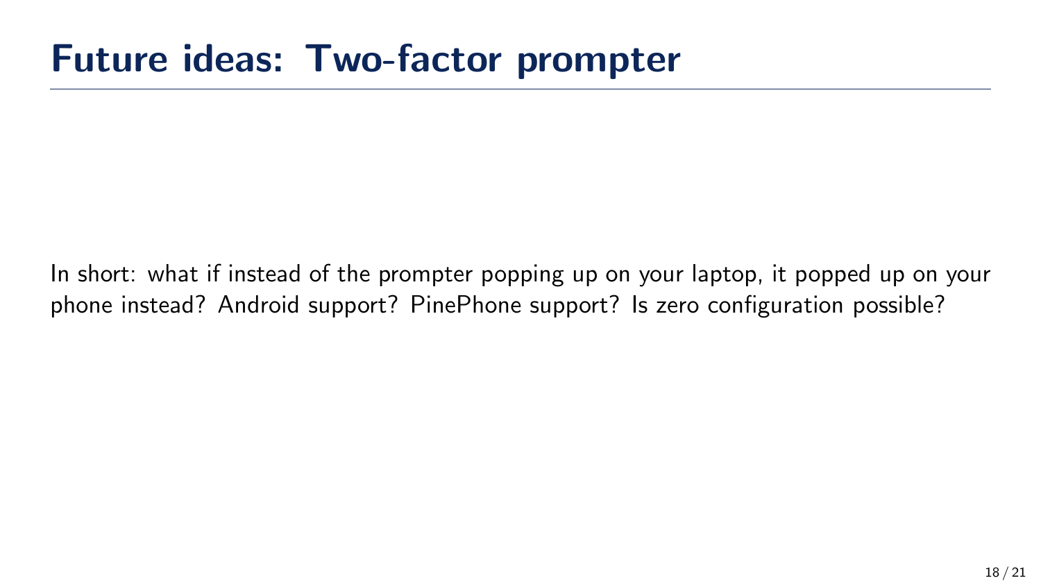# Future ideas: Two-factor prompter

In short: what if instead of the prompter popping up on your laptop, it popped up on your phone instead? Android support? PinePhone support? Is zero configuration possible?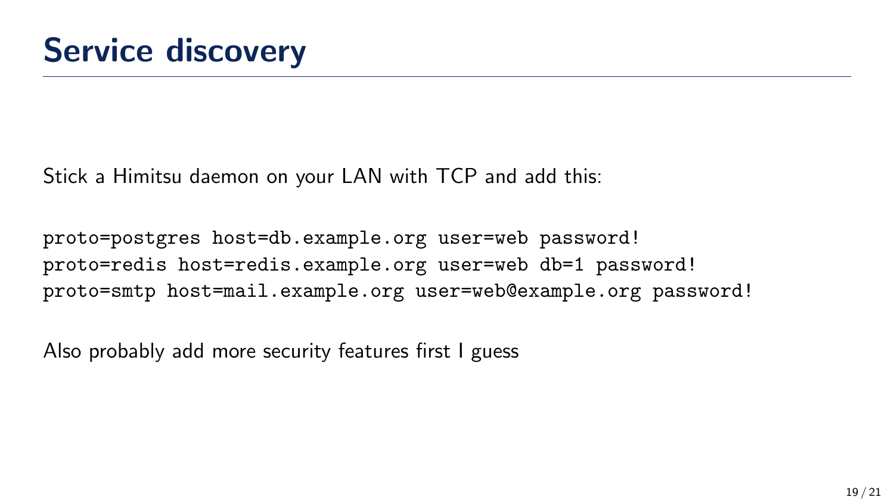# Service discovery

Stick a Himitsu daemon on your LAN with TCP and add this:

```
proto=postgres host=db.example.org user=web password!
proto=redis host=redis.example.org user=web db=1 password!
proto=smtp host=mail.example.org user=web@example.org password!
```

Also probably add more security features first I guess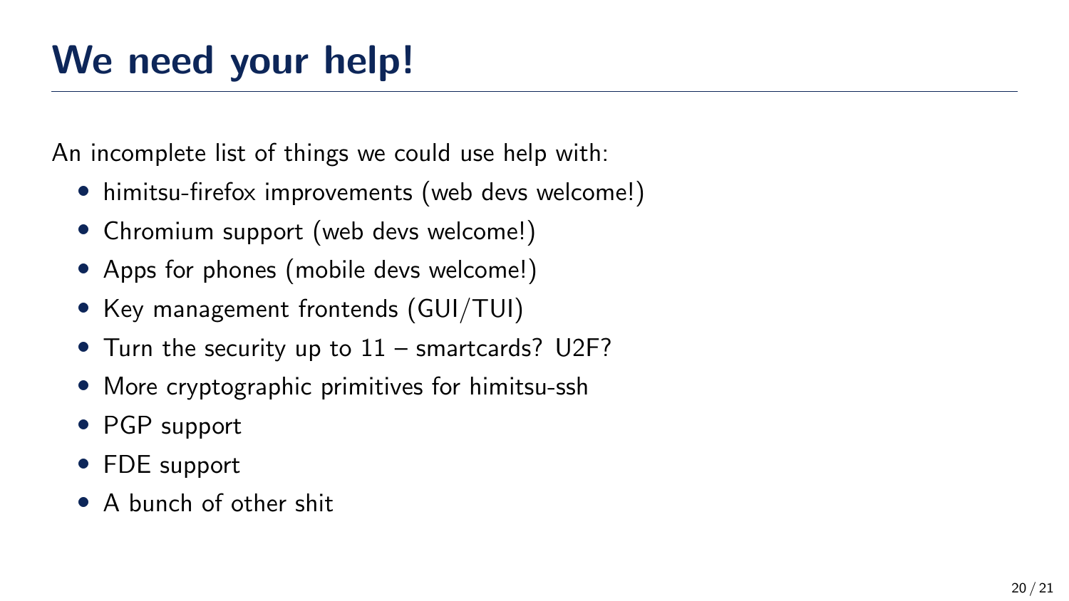# We need your help!

An incomplete list of things we could use help with:

- himitsu-firefox improvements (web devs welcome!)
- Chromium support (web devs welcome!)
- Apps for phones (mobile devs welcome!)
- Key management frontends (GUI/TUI)
- Turn the security up to 11 – smartcards? U2F?
- More cryptographic primitives for himitsu-ssh
- PGP support
- FDE support
- A bunch of other shit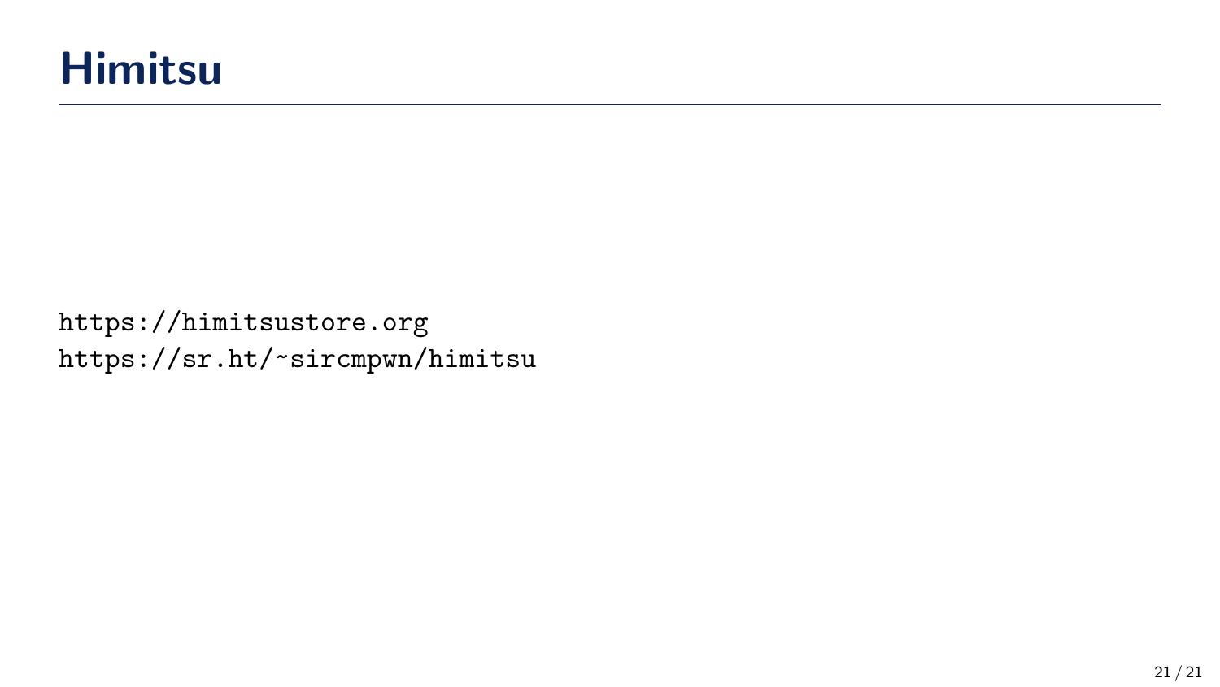# Himitsu

https://himitsustore.org
https://sr.ht/~sircmpwn/himitsu